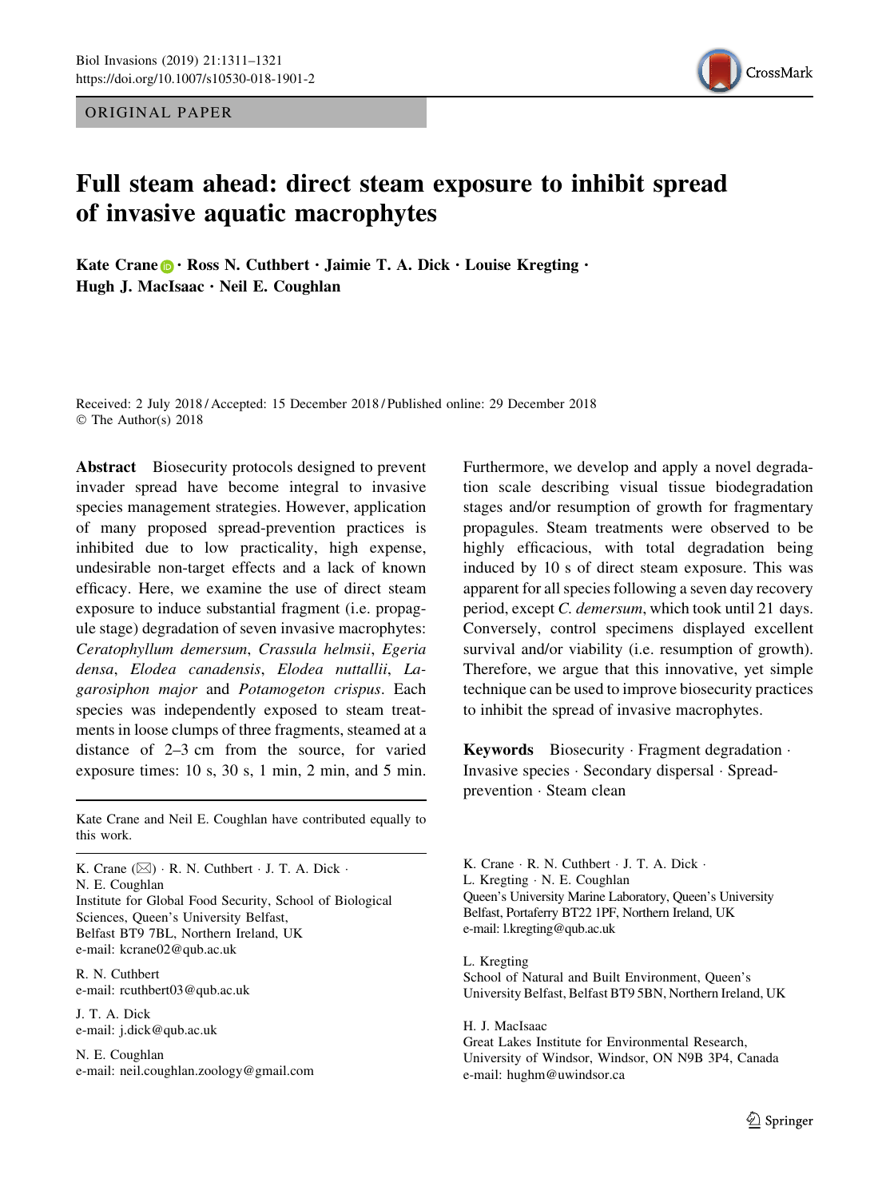ORIGINAL PAPER

# Full steam ahead: direct steam exposure to inhibit spread of invasive aquatic macrophytes

**Kate Crane · Ross N. Cuthbert · Jaimie T. A. Dick · Louise Kregting · Hugh J. MacIsaac · Neil E. Coughlan**

Received: 2 July 2018 / Accepted: 15 December 2018 / Published online: 29 December 2018
© The Author(s) 2018

**Abstract** Biosecurity protocols designed to prevent invader spread have become integral to invasive species management strategies. However, application of many proposed spread-prevention practices is inhibited due to low practicality, high expense, undesirable non-target effects and a lack of known efficacy. Here, we examine the use of direct steam exposure to induce substantial fragment (i.e. propagule stage) degradation of seven invasive macrophytes: *Ceratophyllum demersum*, *Crassula helmsii*, *Egeria densa*, *Elodea canadensis*, *Elodea nuttallii*, *Lagarosiphon major* and *Potamogeton crispus*. Each species was independently exposed to steam treatments in loose clumps of three fragments, steamed at a distance of 2–3 cm from the source, for varied exposure times: 10 s, 30 s, 1 min, 2 min, and 5 min. Furthermore, we develop and apply a novel degradation scale describing visual tissue biodegradation stages and/or resumption of growth for fragmentary propagules. Steam treatments were observed to be highly efficacious, with total degradation being induced by 10 s of direct steam exposure. This was apparent for all species following a seven day recovery period, except *C. demersum*, which took until 21 days. Conversely, control specimens displayed excellent survival and/or viability (i.e. resumption of growth). Therefore, we argue that this innovative, yet simple technique can be used to improve biosecurity practices to inhibit the spread of invasive macrophytes.

**Keywords** Biosecurity · Fragment degradation · Invasive species · Secondary dispersal · Spread-prevention · Steam clean

Kate Crane and Neil E. Coughlan have contributed equally to this work.

K. Crane (✉) · R. N. Cuthbert · J. T. A. Dick · N. E. Coughlan
Institute for Global Food Security, School of Biological Sciences, Queen's University Belfast, Belfast BT9 7BL, Northern Ireland, UK
e-mail: kcrane02@qub.ac.uk

R. N. Cuthbert
e-mail: rcuthbert03@qub.ac.uk

J. T. A. Dick
e-mail: j.dick@qub.ac.uk

N. E. Coughlan
e-mail: neil.coughlan.zoology@gmail.com

K. Crane · R. N. Cuthbert · J. T. A. Dick · L. Kregting · N. E. Coughlan
Queen's University Marine Laboratory, Queen's University Belfast, Portaferry BT22 1PF, Northern Ireland, UK
e-mail: l.kregting@qub.ac.uk

L. Kregting
School of Natural and Built Environment, Queen's University Belfast, Belfast BT9 5BN, Northern Ireland, UK

H. J. MacIsaac
Great Lakes Institute for Environmental Research, University of Windsor, Windsor, ON N9B 3P4, Canada
e-mail: hughm@uwindsor.ca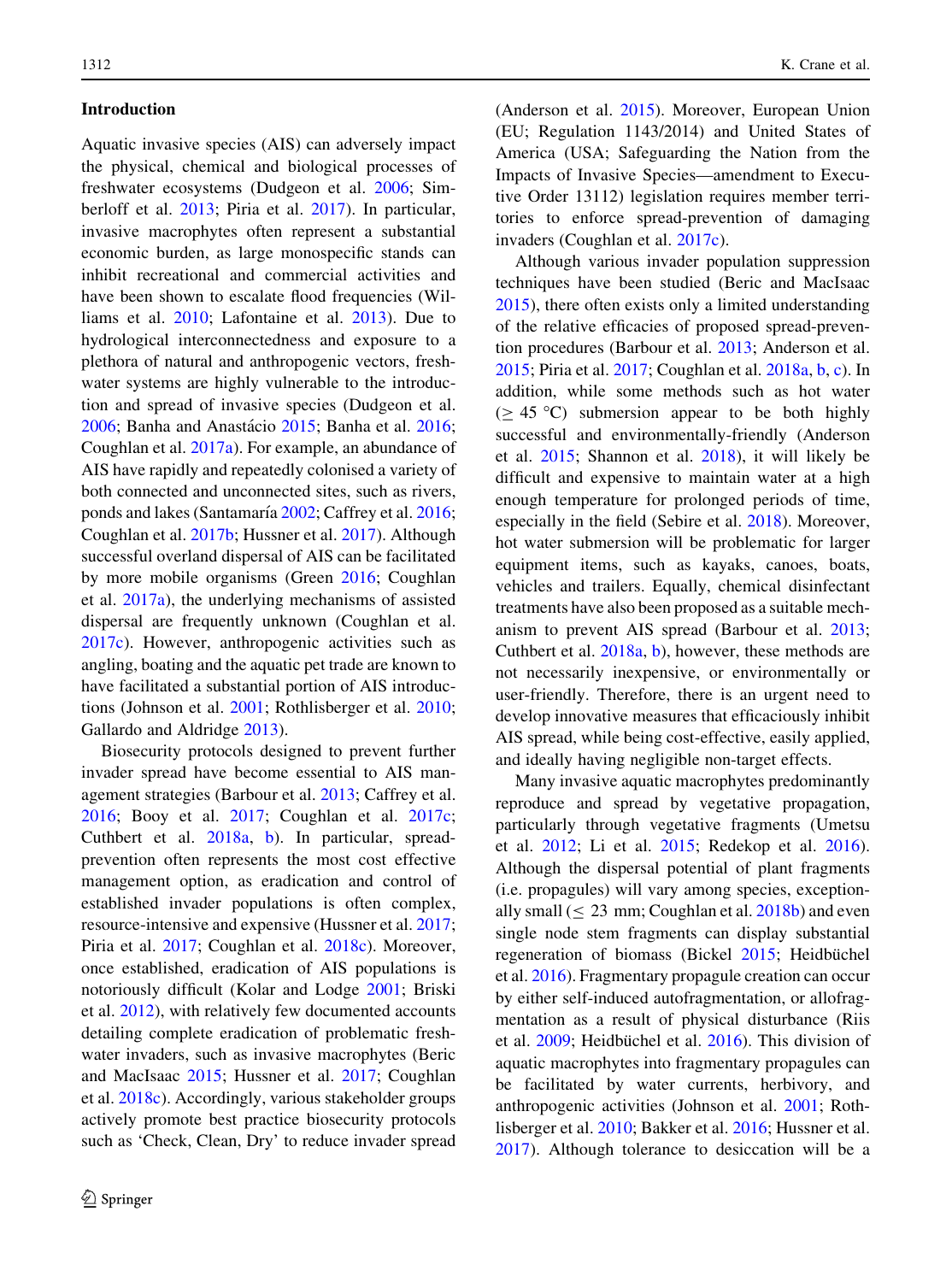## Introduction

Aquatic invasive species (AIS) can adversely impact the physical, chemical and biological processes of freshwater ecosystems (Dudgeon et al. 2006; Simberloff et al. 2013; Piria et al. 2017). In particular, invasive macrophytes often represent a substantial economic burden, as large monospecific stands can inhibit recreational and commercial activities and have been shown to escalate flood frequencies (Williams et al. 2010; Lafontaine et al. 2013). Due to hydrological interconnectedness and exposure to a plethora of natural and anthropogenic vectors, freshwater systems are highly vulnerable to the introduction and spread of invasive species (Dudgeon et al. 2006; Banha and Anastácio 2015; Banha et al. 2016; Coughlan et al. 2017a). For example, an abundance of AIS have rapidly and repeatedly colonised a variety of both connected and unconnected sites, such as rivers, ponds and lakes (Santamaría 2002; Caffrey et al. 2016; Coughlan et al. 2017b; Hussner et al. 2017). Although successful overland dispersal of AIS can be facilitated by more mobile organisms (Green 2016; Coughlan et al. 2017a), the underlying mechanisms of assisted dispersal are frequently unknown (Coughlan et al. 2017c). However, anthropogenic activities such as angling, boating and the aquatic pet trade are known to have facilitated a substantial portion of AIS introductions (Johnson et al. 2001; Rothlisberger et al. 2010; Gallardo and Aldridge 2013).

Biosecurity protocols designed to prevent further invader spread have become essential to AIS management strategies (Barbour et al. 2013; Caffrey et al. 2016; Booy et al. 2017; Coughlan et al. 2017c; Cuthbert et al. 2018a, b). In particular, spread-prevention often represents the most cost effective management option, as eradication and control of established invader populations is often complex, resource-intensive and expensive (Hussner et al. 2017; Piria et al. 2017; Coughlan et al. 2018c). Moreover, once established, eradication of AIS populations is notoriously difficult (Kolar and Lodge 2001; Briski et al. 2012), with relatively few documented accounts detailing complete eradication of problematic freshwater invaders, such as invasive macrophytes (Beric and MacIsaac 2015; Hussner et al. 2017; Coughlan et al. 2018c). Accordingly, various stakeholder groups actively promote best practice biosecurity protocols such as 'Check, Clean, Dry' to reduce invader spread (Anderson et al. 2015). Moreover, European Union (EU; Regulation 1143/2014) and United States of America (USA; Safeguarding the Nation from the Impacts of Invasive Species—amendment to Executive Order 13112) legislation requires member territories to enforce spread-prevention of damaging invaders (Coughlan et al. 2017c).

Although various invader population suppression techniques have been studied (Beric and MacIsaac 2015), there often exists only a limited understanding of the relative efficacies of proposed spread-prevention procedures (Barbour et al. 2013; Anderson et al. 2015; Piria et al. 2017; Coughlan et al. 2018a, b, c). In addition, while some methods such as hot water ($\geq$ 45 °C) submersion appear to be both highly successful and environmentally-friendly (Anderson et al. 2015; Shannon et al. 2018), it will likely be difficult and expensive to maintain water at a high enough temperature for prolonged periods of time, especially in the field (Sebire et al. 2018). Moreover, hot water submersion will be problematic for larger equipment items, such as kayaks, canoes, boats, vehicles and trailers. Equally, chemical disinfectant treatments have also been proposed as a suitable mechanism to prevent AIS spread (Barbour et al. 2013; Cuthbert et al. 2018a, b), however, these methods are not necessarily inexpensive, or environmentally or user-friendly. Therefore, there is an urgent need to develop innovative measures that efficaciously inhibit AIS spread, while being cost-effective, easily applied, and ideally having negligible non-target effects.

Many invasive aquatic macrophytes predominantly reproduce and spread by vegetative propagation, particularly through vegetative fragments (Umetsu et al. 2012; Li et al. 2015; Redekop et al. 2016). Although the dispersal potential of plant fragments (i.e. propagules) will vary among species, exceptionally small ($\leq$ 23 mm; Coughlan et al. 2018b) and even single node stem fragments can display substantial regeneration of biomass (Bickel 2015; Heidbüchel et al. 2016). Fragmentary propagule creation can occur by either self-induced autofragmentation, or allofragmentation as a result of physical disturbance (Riis et al. 2009; Heidbüchel et al. 2016). This division of aquatic macrophytes into fragmentary propagules can be facilitated by water currents, herbivory, and anthropogenic activities (Johnson et al. 2001; Rothlisberger et al. 2010; Bakker et al. 2016; Hussner et al. 2017). Although tolerance to desiccation will be a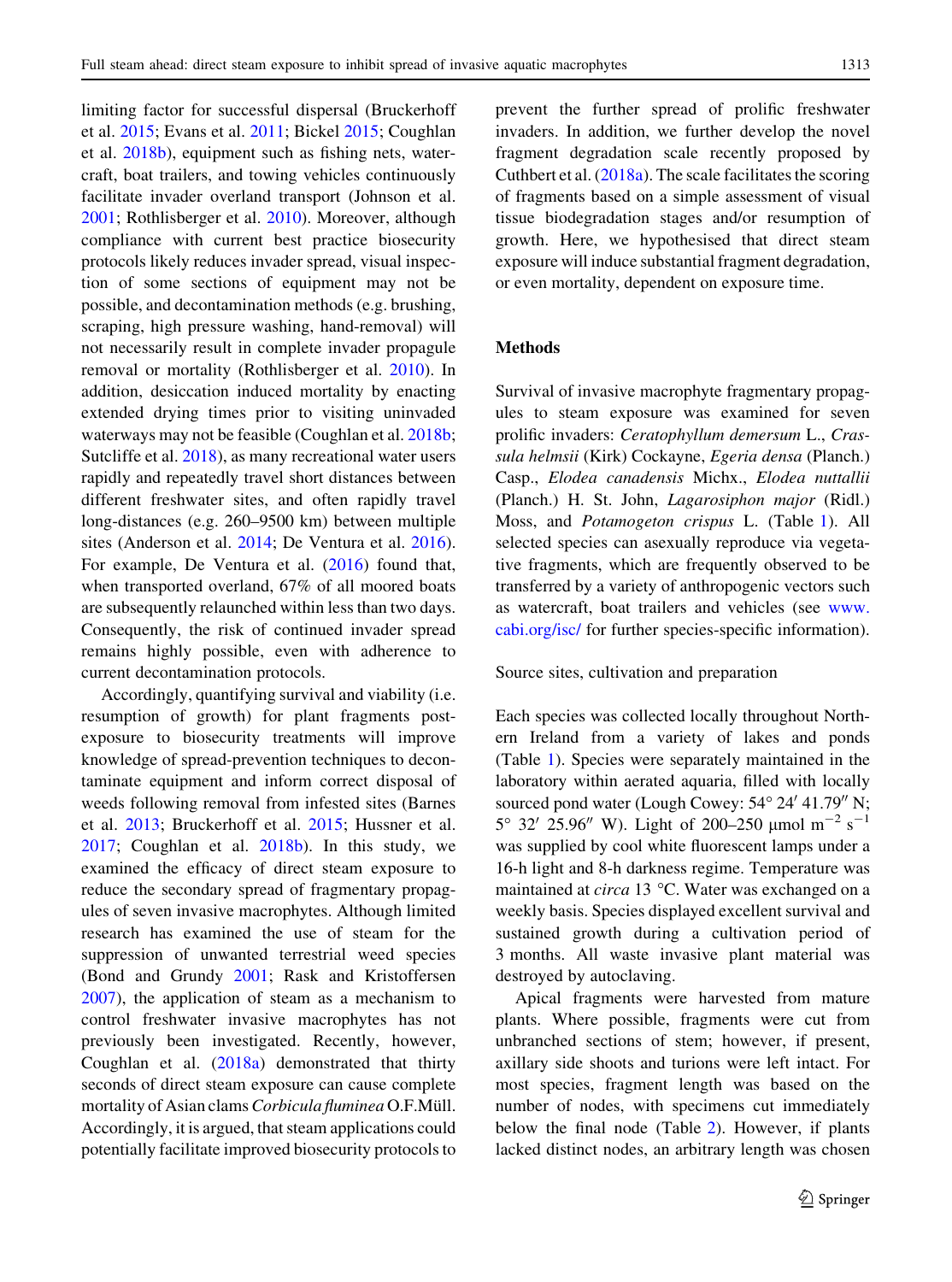limiting factor for successful dispersal (Bruckerhoff et al. 2015; Evans et al. 2011; Bickel 2015; Coughlan et al. 2018b), equipment such as fishing nets, watercraft, boat trailers, and towing vehicles continuously facilitate invader overland transport (Johnson et al. 2001; Rothlisberger et al. 2010). Moreover, although compliance with current best practice biosecurity protocols likely reduces invader spread, visual inspection of some sections of equipment may not be possible, and decontamination methods (e.g. brushing, scraping, high pressure washing, hand-removal) will not necessarily result in complete invader propagule removal or mortality (Rothlisberger et al. 2010). In addition, desiccation induced mortality by enacting extended drying times prior to visiting uninvaded waterways may not be feasible (Coughlan et al. 2018b; Sutcliffe et al. 2018), as many recreational water users rapidly and repeatedly travel short distances between different freshwater sites, and often rapidly travel long-distances (e.g. 260–9500 km) between multiple sites (Anderson et al. 2014; De Ventura et al. 2016). For example, De Ventura et al. (2016) found that, when transported overland, 67% of all moored boats are subsequently relaunched within less than two days. Consequently, the risk of continued invader spread remains highly possible, even with adherence to current decontamination protocols.

Accordingly, quantifying survival and viability (i.e. resumption of growth) for plant fragments post-exposure to biosecurity treatments will improve knowledge of spread-prevention techniques to decontaminate equipment and inform correct disposal of weeds following removal from infested sites (Barnes et al. 2013; Bruckerhoff et al. 2015; Hussner et al. 2017; Coughlan et al. 2018b). In this study, we examined the efficacy of direct steam exposure to reduce the secondary spread of fragmentary propagules of seven invasive macrophytes. Although limited research has examined the use of steam for the suppression of unwanted terrestrial weed species (Bond and Grundy 2001; Rask and Kristoffersen 2007), the application of steam as a mechanism to control freshwater invasive macrophytes has not previously been investigated. Recently, however, Coughlan et al. (2018a) demonstrated that thirty seconds of direct steam exposure can cause complete mortality of Asian clams *Corbicula fluminea* O.F.Müll. Accordingly, it is argued, that steam applications could potentially facilitate improved biosecurity protocols to prevent the further spread of prolific freshwater invaders. In addition, we further develop the novel fragment degradation scale recently proposed by Cuthbert et al. (2018a). The scale facilitates the scoring of fragments based on a simple assessment of visual tissue biodegradation stages and/or resumption of growth. Here, we hypothesised that direct steam exposure will induce substantial fragment degradation, or even mortality, dependent on exposure time.

## Methods

Survival of invasive macrophyte fragmentary propagules to steam exposure was examined for seven prolific invaders: *Ceratophyllum demersum* L., *Crassula helmsii* (Kirk) Cockayne, *Egeria densa* (Planch.) Casp., *Elodea canadensis* Michx., *Elodea nuttallii* (Planch.) H. St. John, *Lagarosiphon major* (Ridl.) Moss, and *Potamogeton crispus* L. (Table 1). All selected species can asexually reproduce via vegetative fragments, which are frequently observed to be transferred by a variety of anthropogenic vectors such as watercraft, boat trailers and vehicles (see www.cabi.org/isc/ for further species-specific information).

### Source sites, cultivation and preparation

Each species was collected locally throughout Northern Ireland from a variety of lakes and ponds (Table 1). Species were separately maintained in the laboratory within aerated aquaria, filled with locally sourced pond water (Lough Cowey: 54° 24′ 41.79″ N; 5° 32′ 25.96″ W). Light of 200–250 μmol $m^{-2}$ $s^{-1}$ was supplied by cool white fluorescent lamps under a 16-h light and 8-h darkness regime. Temperature was maintained at *circa* 13 °C. Water was exchanged on a weekly basis. Species displayed excellent survival and sustained growth during a cultivation period of 3 months. All waste invasive plant material was destroyed by autoclaving.

Apical fragments were harvested from mature plants. Where possible, fragments were cut from unbranched sections of stem; however, if present, axillary side shoots and turions were left intact. For most species, fragment length was based on the number of nodes, with specimens cut immediately below the final node (Table 2). However, if plants lacked distinct nodes, an arbitrary length was chosen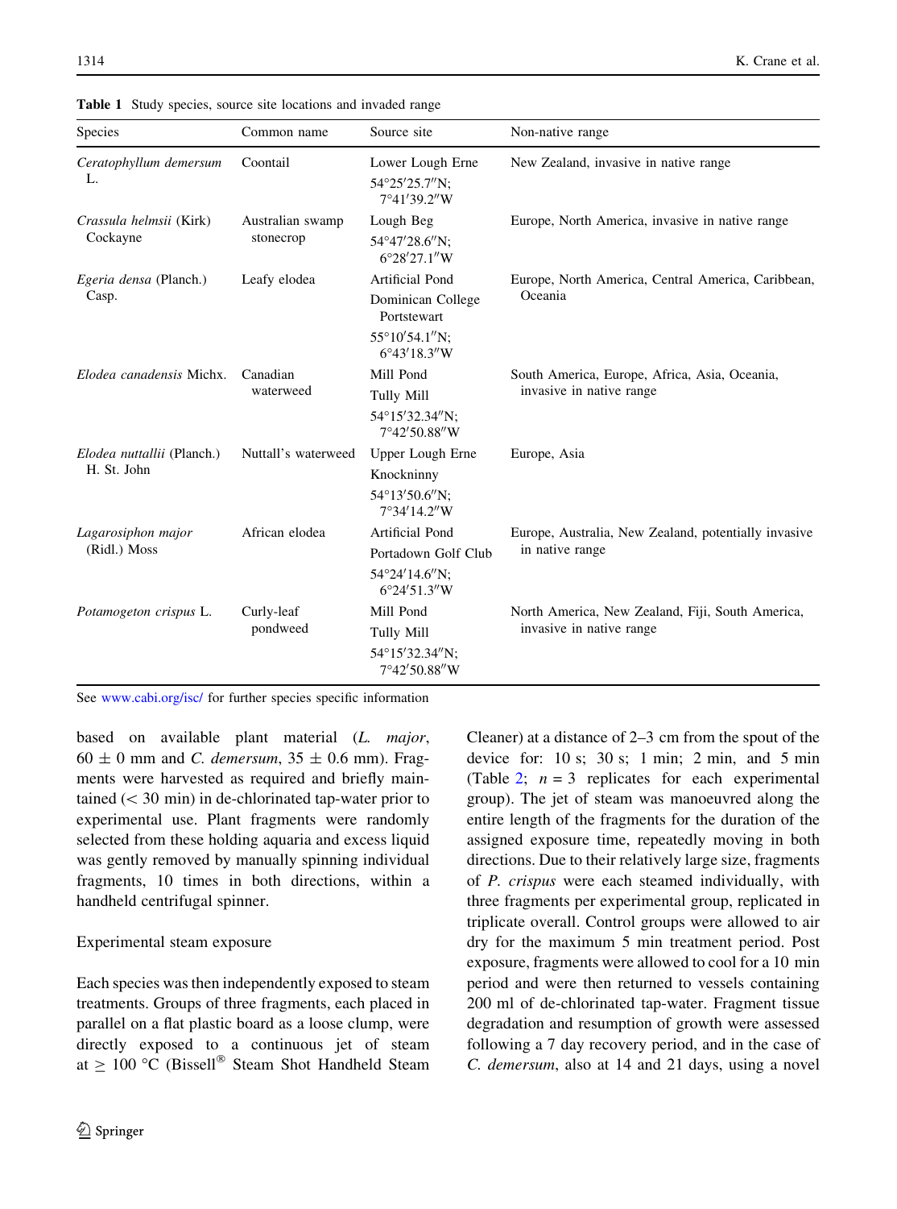**Table 1** Study species, source site locations and invaded range

| Species | Common name | Source site | Non-native range |
|---|---|---|---|
| *Ceratophyllum demersum* L. | Coontail | Lower Lough Erne 54°25′25.7″N; 7°41′39.2″W | New Zealand, invasive in native range |
| *Crassula helmsii* (Kirk) Cockayne | Australian swamp stonecrop | Lough Beg 54°47′28.6″N; 6°28′27.1″W | Europe, North America, invasive in native range |
| *Egeria densa* (Planch.) Casp. | Leafy elodea | Artificial Pond Dominican College Portstewart 55°10′54.1″N; 6°43′18.3″W | Europe, North America, Central America, Caribbean, Oceania |
| *Elodea canadensis* Michx. | Canadian waterweed | Mill Pond Tully Mill 54°15′32.34″N; 7°42′50.88″W | South America, Europe, Africa, Asia, Oceania, invasive in native range |
| *Elodea nuttallii* (Planch.) H. St. John | Nuttall's waterweed | Upper Lough Erne Knockninny 54°13′50.6″N; 7°34′14.2″W | Europe, Asia |
| *Lagarosiphon major* (Ridl.) Moss | African elodea | Artificial Pond Portadown Golf Club 54°24′14.6″N; 6°24′51.3″W | Europe, Australia, New Zealand, potentially invasive in native range |
| *Potamogeton crispus* L. | Curly-leaf pondweed | Mill Pond Tully Mill 54°15′32.34″N; 7°42′50.88″W | North America, New Zealand, Fiji, South America, invasive in native range |

See www.cabi.org/isc/ for further species specific information

based on available plant material (*L. major*, 60 ± 0 mm and *C. demersum*, 35 ± 0.6 mm). Fragments were harvested as required and briefly maintained (< 30 min) in de-chlorinated tap-water prior to experimental use. Plant fragments were randomly selected from these holding aquaria and excess liquid was gently removed by manually spinning individual fragments, 10 times in both directions, within a handheld centrifugal spinner.

## Experimental steam exposure

Each species was then independently exposed to steam treatments. Groups of three fragments, each placed in parallel on a flat plastic board as a loose clump, were directly exposed to a continuous jet of steam at ≥ 100 °C (Bissell® Steam Shot Handheld Steam Cleaner) at a distance of 2–3 cm from the spout of the device for: 10 s; 30 s; 1 min; 2 min, and 5 min (Table 2; $n = 3$ replicates for each experimental group). The jet of steam was manoeuvred along the entire length of the fragments for the duration of the assigned exposure time, repeatedly moving in both directions. Due to their relatively large size, fragments of *P. crispus* were each steamed individually, with three fragments per experimental group, replicated in triplicate overall. Control groups were allowed to air dry for the maximum 5 min treatment period. Post exposure, fragments were allowed to cool for a 10 min period and were then returned to vessels containing 200 ml of de-chlorinated tap-water. Fragment tissue degradation and resumption of growth were assessed following a 7 day recovery period, and in the case of *C. demersum*, also at 14 and 21 days, using a novel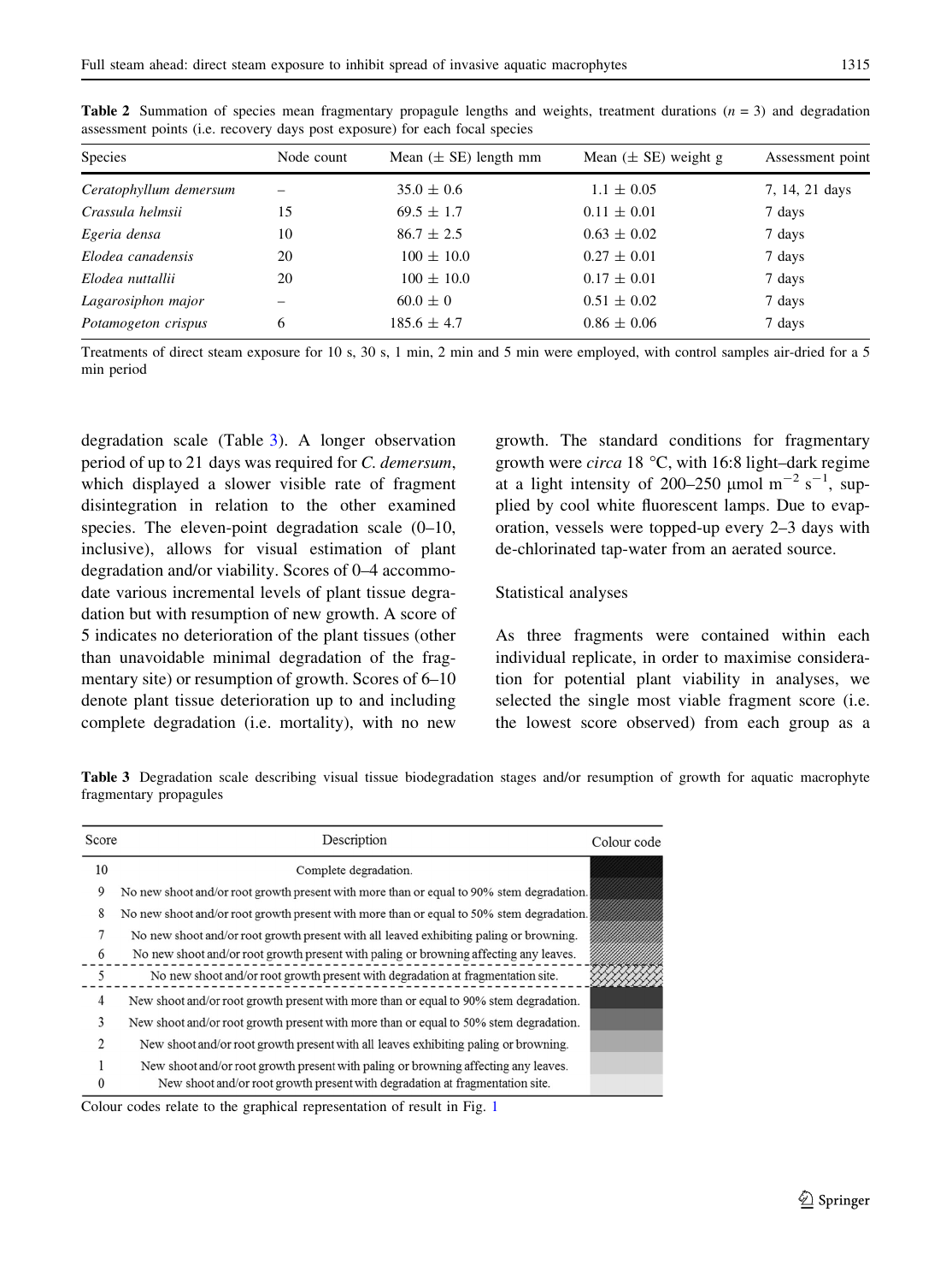**Table 2** Summation of species mean fragmentary propagule lengths and weights, treatment durations ($n = 3$) and degradation assessment points (i.e. recovery days post exposure) for each focal species

| Species | Node count | Mean (± SE) length mm | Mean (± SE) weight g | Assessment point |
|---|---|---|---|---|
| *Ceratophyllum demersum* | – | 35.0 ± 0.6 | 1.1 ± 0.05 | 7, 14, 21 days |
| *Crassula helmsii* | 15 | 69.5 ± 1.7 | 0.11 ± 0.01 | 7 days |
| *Egeria densa* | 10 | 86.7 ± 2.5 | 0.63 ± 0.02 | 7 days |
| *Elodea canadensis* | 20 | 100 ± 10.0 | 0.27 ± 0.01 | 7 days |
| *Elodea nuttallii* | 20 | 100 ± 10.0 | 0.17 ± 0.01 | 7 days |
| *Lagarosiphon major* | – | 60.0 ± 0 | 0.51 ± 0.02 | 7 days |
| *Potamogeton crispus* | 6 | 185.6 ± 4.7 | 0.86 ± 0.06 | 7 days |

Treatments of direct steam exposure for 10 s, 30 s, 1 min, 2 min and 5 min were employed, with control samples air-dried for a 5 min period

degradation scale (Table 3). A longer observation period of up to 21 days was required for *C. demersum*, which displayed a slower visible rate of fragment disintegration in relation to the other examined species. The eleven-point degradation scale (0–10, inclusive), allows for visual estimation of plant degradation and/or viability. Scores of 0–4 accommodate various incremental levels of plant tissue degradation but with resumption of new growth. A score of 5 indicates no deterioration of the plant tissues (other than unavoidable minimal degradation of the fragmentary site) or resumption of growth. Scores of 6–10 denote plant tissue deterioration up to and including complete degradation (i.e. mortality), with no new growth. The standard conditions for fragmentary growth were *circa* 18 °C, with 16:8 light–dark regime at a light intensity of 200–250 µmol $m^{-2}$ $s^{-1}$, supplied by cool white fluorescent lamps. Due to evaporation, vessels were topped-up every 2–3 days with de-chlorinated tap-water from an aerated source.

### Statistical analyses

As three fragments were contained within each individual replicate, in order to maximise consideration for potential plant viability in analyses, we selected the single most viable fragment score (i.e. the lowest score observed) from each group as a

**Table 3** Degradation scale describing visual tissue biodegradation stages and/or resumption of growth for aquatic macrophyte fragmentary propagules

| Score | Description | Colour code |
|---|---|---|
| 10 | Complete degradation. | |
| 9 | No new shoot and/or root growth present with more than or equal to 90% stem degradation. | |
| 8 | No new shoot and/or root growth present with more than or equal to 50% stem degradation. | |
| 7 | No new shoot and/or root growth present with all leaved exhibiting paling or browning. | |
| 6 | No new shoot and/or root growth present with paling or browning affecting any leaves. | |
| 5 | No new shoot and/or root growth present with degradation at fragmentation site. | |
| 4 | New shoot and/or root growth present with more than or equal to 90% stem degradation. | |
| 3 | New shoot and/or root growth present with more than or equal to 50% stem degradation. | |
| 2 | New shoot and/or root growth present with all leaves exhibiting paling or browning. | |
| 1 | New shoot and/or root growth present with paling or browning affecting any leaves. | |
| 0 | New shoot and/or root growth present with degradation at fragmentation site. | |

Colour codes relate to the graphical representation of result in Fig. 1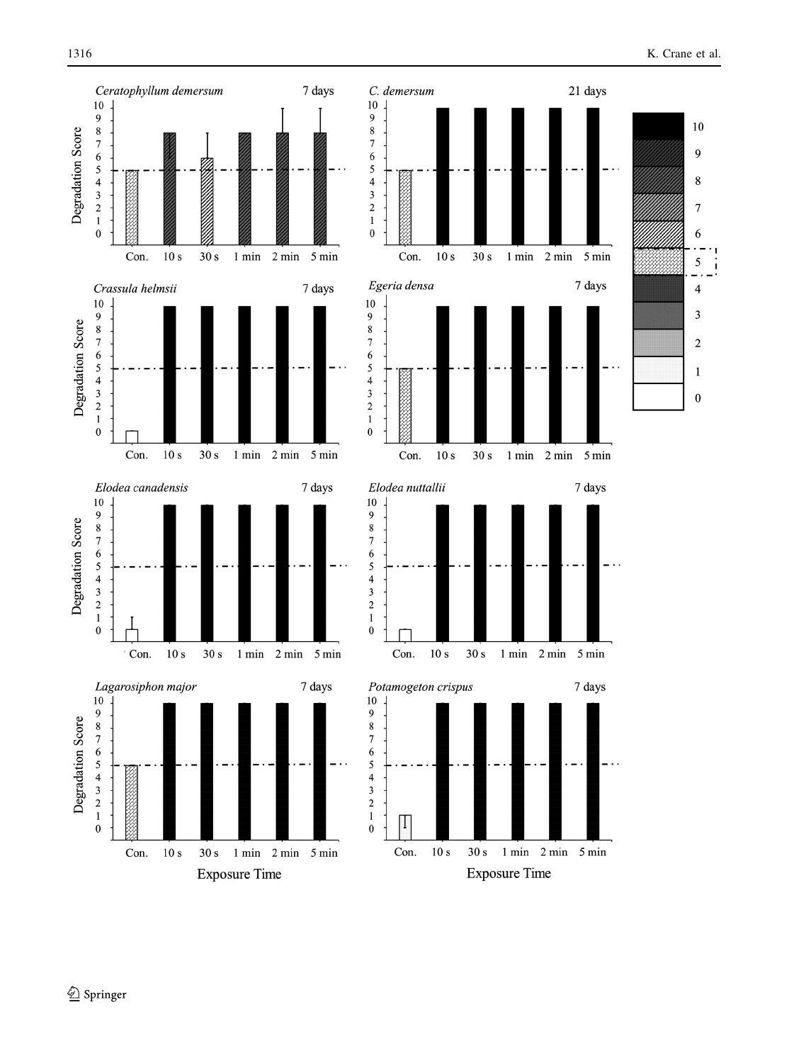*Ceratophyllum demersum* — 7 days

*C. demersum* — 21 days

*Crassula helmsii* — 7 days

*Egeria densa* — 7 days

*Elodea canadensis* — 7 days

*Elodea nuttallii* — 7 days

*Lagarosiphon major* — 7 days

*Potamogeton crispus* — 7 days

| Species | Days | Con. | 10 s | 30 s | 1 min | 2 min | 5 min |
|---|---|---|---|---|---|---|---|
| *Ceratophyllum demersum* | 7 days | 5 | 8 | 6 | 8 | 8 | 8 |
| *C. demersum* | 21 days | 5 | 10 | 10 | 10 | 10 | 10 |
| *Crassula helmsii* | 7 days | 0 | 10 | 10 | 10 | 10 | 10 |
| *Egeria densa* | 7 days | 5 | 10 | 10 | 10 | 10 | 10 |
| *Elodea canadensis* | 7 days | 0 | 10 | 10 | 10 | 10 | 10 |
| *Elodea nuttallii* | 7 days | 0 | 10 | 10 | 10 | 10 | 10 |
| *Lagarosiphon major* | 7 days | 5 | 10 | 10 | 10 | 10 | 10 |
| *Potamogeton crispus* | 7 days | 1 | 10 | 10 | 10 | 10 | 10 |

Degradation Score (0–10)

Exposure Time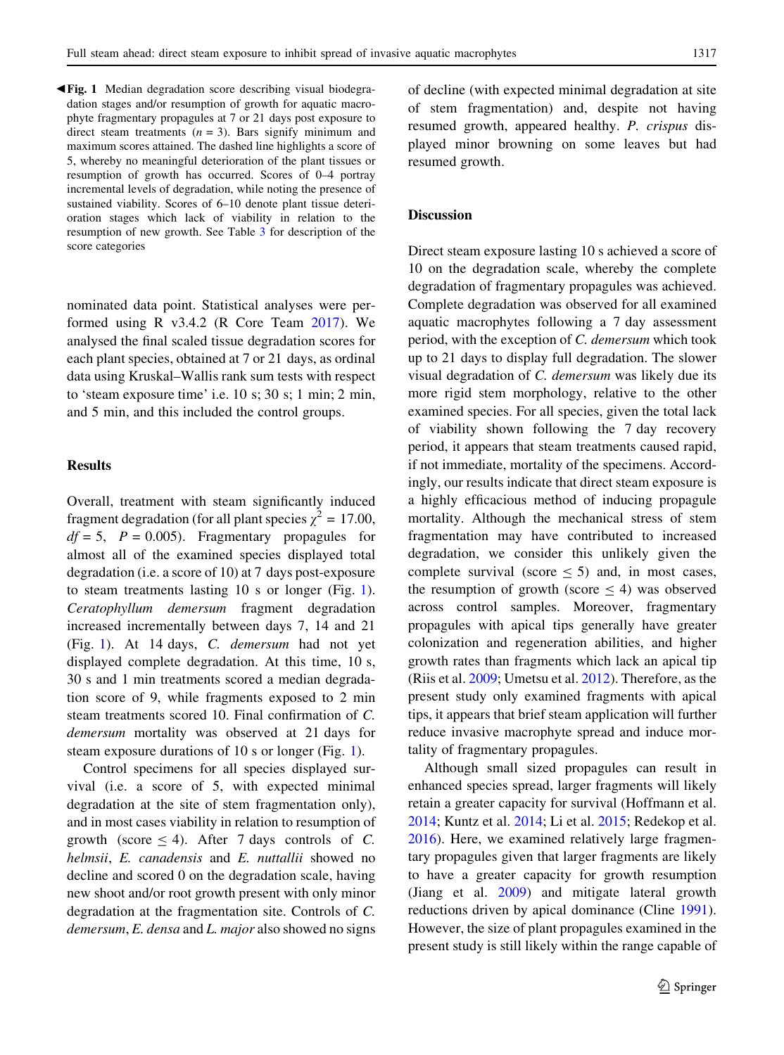◀**Fig. 1** Median degradation score describing visual biodegradation stages and/or resumption of growth for aquatic macrophyte fragmentary propagules at 7 or 21 days post exposure to direct steam treatments ($n = 3$). Bars signify minimum and maximum scores attained. The dashed line highlights a score of 5, whereby no meaningful deterioration of the plant tissues or resumption of growth has occurred. Scores of 0–4 portray incremental levels of degradation, while noting the presence of sustained viability. Scores of 6–10 denote plant tissue deterioration stages which lack of viability in relation to the resumption of new growth. See Table 3 for description of the score categories

nominated data point. Statistical analyses were performed using R v3.4.2 (R Core Team 2017). We analysed the final scaled tissue degradation scores for each plant species, obtained at 7 or 21 days, as ordinal data using Kruskal–Wallis rank sum tests with respect to 'steam exposure time' i.e. 10 s; 30 s; 1 min; 2 min, and 5 min, and this included the control groups.

## Results

Overall, treatment with steam significantly induced fragment degradation (for all plant species $\chi^2 = 17.00$, $df = 5$, $P = 0.005$). Fragmentary propagules for almost all of the examined species displayed total degradation (i.e. a score of 10) at 7 days post-exposure to steam treatments lasting 10 s or longer (Fig. 1). *Ceratophyllum demersum* fragment degradation increased incrementally between days 7, 14 and 21 (Fig. 1). At 14 days, *C. demersum* had not yet displayed complete degradation. At this time, 10 s, 30 s and 1 min treatments scored a median degradation score of 9, while fragments exposed to 2 min steam treatments scored 10. Final confirmation of *C. demersum* mortality was observed at 21 days for steam exposure durations of 10 s or longer (Fig. 1).

Control specimens for all species displayed survival (i.e. a score of 5, with expected minimal degradation at the site of stem fragmentation only), and in most cases viability in relation to resumption of growth (score $\leq 4$). After 7 days controls of *C. helmsii*, *E. canadensis* and *E. nuttallii* showed no decline and scored 0 on the degradation scale, having new shoot and/or root growth present with only minor degradation at the fragmentation site. Controls of *C. demersum*, *E. densa* and *L. major* also showed no signs of decline (with expected minimal degradation at site of stem fragmentation) and, despite not having resumed growth, appeared healthy. *P. crispus* displayed minor browning on some leaves but had resumed growth.

## Discussion

Direct steam exposure lasting 10 s achieved a score of 10 on the degradation scale, whereby the complete degradation of fragmentary propagules was achieved. Complete degradation was observed for all examined aquatic macrophytes following a 7 day assessment period, with the exception of *C. demersum* which took up to 21 days to display full degradation. The slower visual degradation of *C. demersum* was likely due its more rigid stem morphology, relative to the other examined species. For all species, given the total lack of viability shown following the 7 day recovery period, it appears that steam treatments caused rapid, if not immediate, mortality of the specimens. Accordingly, our results indicate that direct steam exposure is a highly efficacious method of inducing propagule mortality. Although the mechanical stress of stem fragmentation may have contributed to increased degradation, we consider this unlikely given the complete survival (score $\leq 5$) and, in most cases, the resumption of growth (score $\leq 4$) was observed across control samples. Moreover, fragmentary propagules with apical tips generally have greater colonization and regeneration abilities, and higher growth rates than fragments which lack an apical tip (Riis et al. 2009; Umetsu et al. 2012). Therefore, as the present study only examined fragments with apical tips, it appears that brief steam application will further reduce invasive macrophyte spread and induce mortality of fragmentary propagules.

Although small sized propagules can result in enhanced species spread, larger fragments will likely retain a greater capacity for survival (Hoffmann et al. 2014; Kuntz et al. 2014; Li et al. 2015; Redekop et al. 2016). Here, we examined relatively large fragmentary propagules given that larger fragments are likely to have a greater capacity for growth resumption (Jiang et al. 2009) and mitigate lateral growth reductions driven by apical dominance (Cline 1991). However, the size of plant propagules examined in the present study is still likely within the range capable of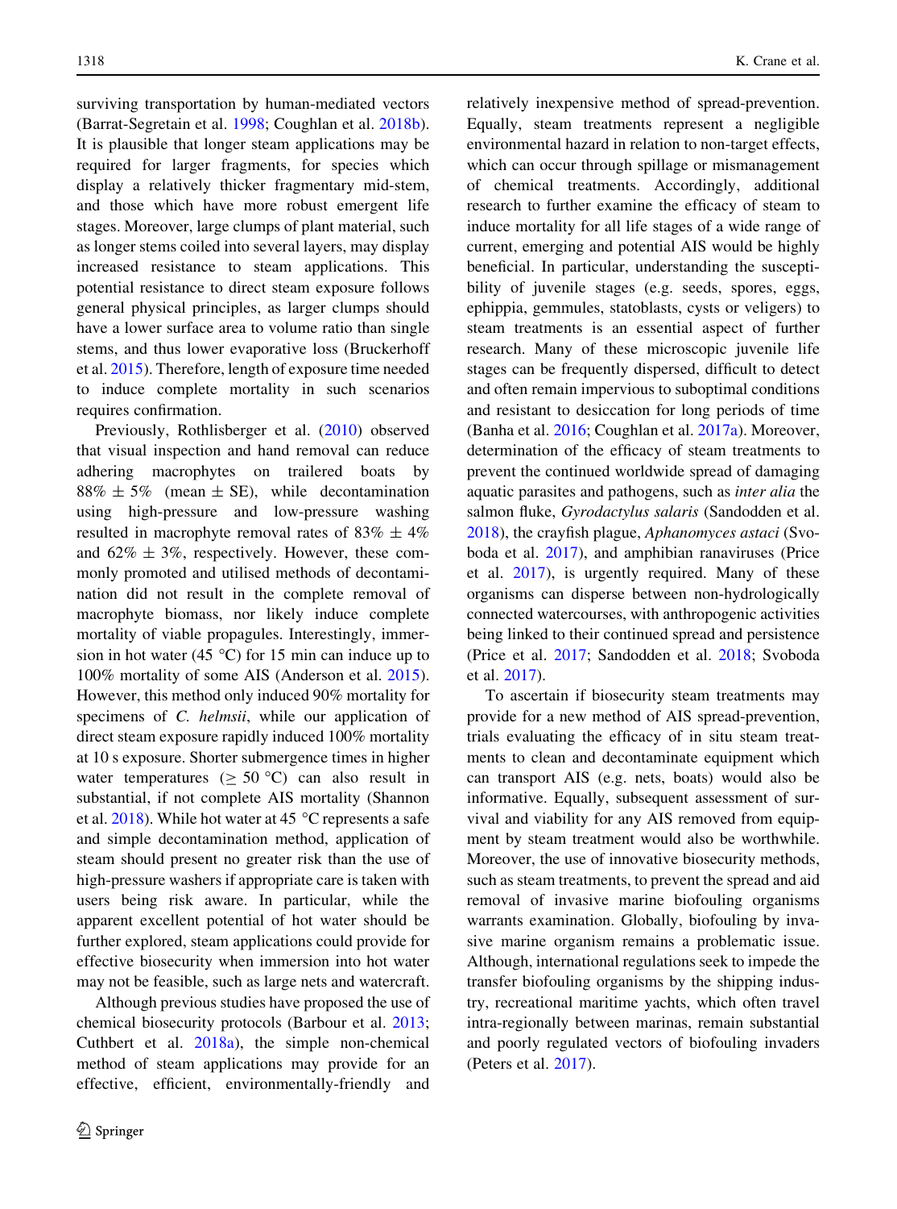surviving transportation by human-mediated vectors (Barrat-Segretain et al. 1998; Coughlan et al. 2018b). It is plausible that longer steam applications may be required for larger fragments, for species which display a relatively thicker fragmentary mid-stem, and those which have more robust emergent life stages. Moreover, large clumps of plant material, such as longer stems coiled into several layers, may display increased resistance to steam applications. This potential resistance to direct steam exposure follows general physical principles, as larger clumps should have a lower surface area to volume ratio than single stems, and thus lower evaporative loss (Bruckerhoff et al. 2015). Therefore, length of exposure time needed to induce complete mortality in such scenarios requires confirmation.

Previously, Rothlisberger et al. (2010) observed that visual inspection and hand removal can reduce adhering macrophytes on trailered boats by $88\% \pm 5\%$ (mean ± SE), while decontamination using high-pressure and low-pressure washing resulted in macrophyte removal rates of $83\% \pm 4\%$ and $62\% \pm 3\%$, respectively. However, these commonly promoted and utilised methods of decontamination did not result in the complete removal of macrophyte biomass, nor likely induce complete mortality of viable propagules. Interestingly, immersion in hot water (45 °C) for 15 min can induce up to 100% mortality of some AIS (Anderson et al. 2015). However, this method only induced 90% mortality for specimens of *C. helmsii*, while our application of direct steam exposure rapidly induced 100% mortality at 10 s exposure. Shorter submergence times in higher water temperatures ($\geq$ 50 °C) can also result in substantial, if not complete AIS mortality (Shannon et al. 2018). While hot water at 45 °C represents a safe and simple decontamination method, application of steam should present no greater risk than the use of high-pressure washers if appropriate care is taken with users being risk aware. In particular, while the apparent excellent potential of hot water should be further explored, steam applications could provide for effective biosecurity when immersion into hot water may not be feasible, such as large nets and watercraft.

Although previous studies have proposed the use of chemical biosecurity protocols (Barbour et al. 2013; Cuthbert et al. 2018a), the simple non-chemical method of steam applications may provide for an effective, efficient, environmentally-friendly and relatively inexpensive method of spread-prevention. Equally, steam treatments represent a negligible environmental hazard in relation to non-target effects, which can occur through spillage or mismanagement of chemical treatments. Accordingly, additional research to further examine the efficacy of steam to induce mortality for all life stages of a wide range of current, emerging and potential AIS would be highly beneficial. In particular, understanding the susceptibility of juvenile stages (e.g. seeds, spores, eggs, ephippia, gemmules, statoblasts, cysts or veligers) to steam treatments is an essential aspect of further research. Many of these microscopic juvenile life stages can be frequently dispersed, difficult to detect and often remain impervious to suboptimal conditions and resistant to desiccation for long periods of time (Banha et al. 2016; Coughlan et al. 2017a). Moreover, determination of the efficacy of steam treatments to prevent the continued worldwide spread of damaging aquatic parasites and pathogens, such as *inter alia* the salmon fluke, *Gyrodactylus salaris* (Sandodden et al. 2018), the crayfish plague, *Aphanomyces astaci* (Svoboda et al. 2017), and amphibian ranaviruses (Price et al. 2017), is urgently required. Many of these organisms can disperse between non-hydrologically connected watercourses, with anthropogenic activities being linked to their continued spread and persistence (Price et al. 2017; Sandodden et al. 2018; Svoboda et al. 2017).

To ascertain if biosecurity steam treatments may provide for a new method of AIS spread-prevention, trials evaluating the efficacy of in situ steam treatments to clean and decontaminate equipment which can transport AIS (e.g. nets, boats) would also be informative. Equally, subsequent assessment of survival and viability for any AIS removed from equipment by steam treatment would also be worthwhile. Moreover, the use of innovative biosecurity methods, such as steam treatments, to prevent the spread and aid removal of invasive marine biofouling organisms warrants examination. Globally, biofouling by invasive marine organism remains a problematic issue. Although, international regulations seek to impede the transfer biofouling organisms by the shipping industry, recreational maritime yachts, which often travel intra-regionally between marinas, remain substantial and poorly regulated vectors of biofouling invaders (Peters et al. 2017).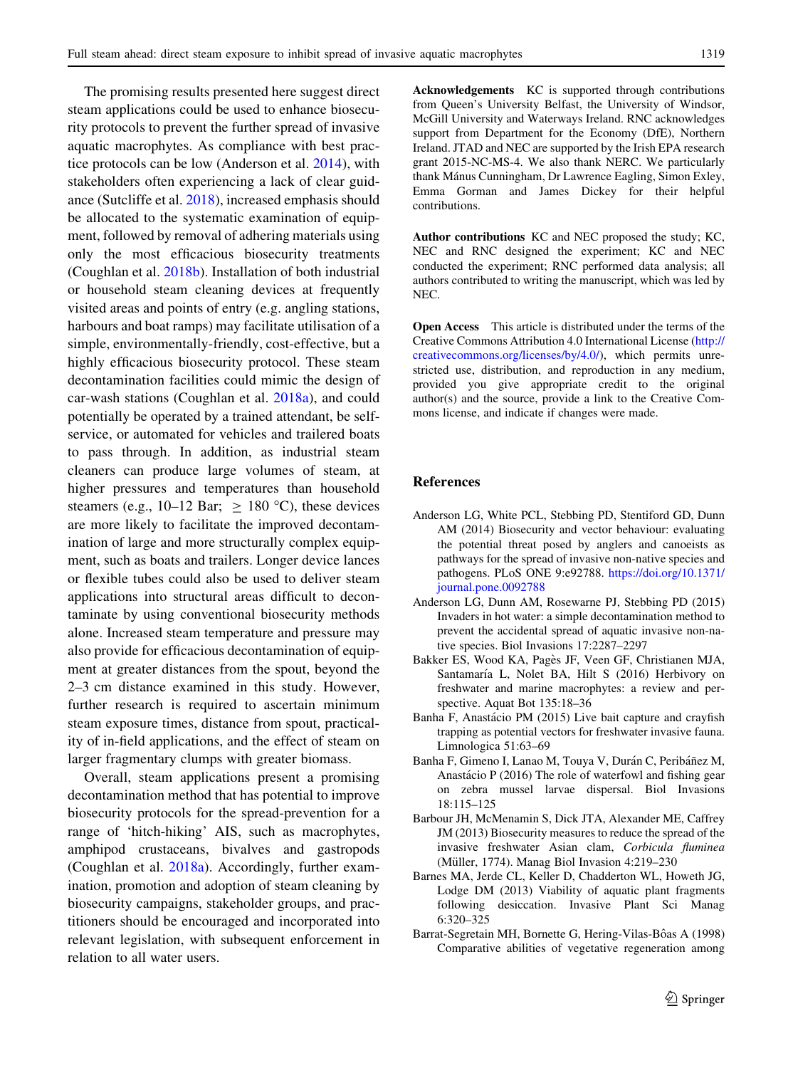The promising results presented here suggest direct steam applications could be used to enhance biosecurity protocols to prevent the further spread of invasive aquatic macrophytes. As compliance with best practice protocols can be low (Anderson et al. 2014), with stakeholders often experiencing a lack of clear guidance (Sutcliffe et al. 2018), increased emphasis should be allocated to the systematic examination of equipment, followed by removal of adhering materials using only the most efficacious biosecurity treatments (Coughlan et al. 2018b). Installation of both industrial or household steam cleaning devices at frequently visited areas and points of entry (e.g. angling stations, harbours and boat ramps) may facilitate utilisation of a simple, environmentally-friendly, cost-effective, but a highly efficacious biosecurity protocol. These steam decontamination facilities could mimic the design of car-wash stations (Coughlan et al. 2018a), and could potentially be operated by a trained attendant, be self-service, or automated for vehicles and trailered boats to pass through. In addition, as industrial steam cleaners can produce large volumes of steam, at higher pressures and temperatures than household steamers (e.g., 10–12 Bar; $\geq$ 180 °C), these devices are more likely to facilitate the improved decontamination of large and more structurally complex equipment, such as boats and trailers. Longer device lances or flexible tubes could also be used to deliver steam applications into structural areas difficult to decontaminate by using conventional biosecurity methods alone. Increased steam temperature and pressure may also provide for efficacious decontamination of equipment at greater distances from the spout, beyond the 2–3 cm distance examined in this study. However, further research is required to ascertain minimum steam exposure times, distance from spout, practicality of in-field applications, and the effect of steam on larger fragmentary clumps with greater biomass.

Overall, steam applications present a promising decontamination method that has potential to improve biosecurity protocols for the spread-prevention for a range of 'hitch-hiking' AIS, such as macrophytes, amphipod crustaceans, bivalves and gastropods (Coughlan et al. 2018a). Accordingly, further examination, promotion and adoption of steam cleaning by biosecurity campaigns, stakeholder groups, and practitioners should be encouraged and incorporated into relevant legislation, with subsequent enforcement in relation to all water users.

**Acknowledgements** KC is supported through contributions from Queen's University Belfast, the University of Windsor, McGill University and Waterways Ireland. RNC acknowledges support from Department for the Economy (DfE), Northern Ireland. JTAD and NEC are supported by the Irish EPA research grant 2015-NC-MS-4. We also thank NERC. We particularly thank Mánus Cunningham, Dr Lawrence Eagling, Simon Exley, Emma Gorman and James Dickey for their helpful contributions.

**Author contributions** KC and NEC proposed the study; KC, NEC and RNC designed the experiment; KC and NEC conducted the experiment; RNC performed data analysis; all authors contributed to writing the manuscript, which was led by NEC.

**Open Access** This article is distributed under the terms of the Creative Commons Attribution 4.0 International License (http://creativecommons.org/licenses/by/4.0/), which permits unrestricted use, distribution, and reproduction in any medium, provided you give appropriate credit to the original author(s) and the source, provide a link to the Creative Commons license, and indicate if changes were made.

## References

Anderson LG, White PCL, Stebbing PD, Stentiford GD, Dunn AM (2014) Biosecurity and vector behaviour: evaluating the potential threat posed by anglers and canoeists as pathways for the spread of invasive non-native species and pathogens. PLoS ONE 9:e92788. https://doi.org/10.1371/journal.pone.0092788

Anderson LG, Dunn AM, Rosewarne PJ, Stebbing PD (2015) Invaders in hot water: a simple decontamination method to prevent the accidental spread of aquatic invasive non-native species. Biol Invasions 17:2287–2297

Bakker ES, Wood KA, Pagès JF, Veen GF, Christianen MJA, Santamaría L, Nolet BA, Hilt S (2016) Herbivory on freshwater and marine macrophytes: a review and perspective. Aquat Bot 135:18–36

Banha F, Anastácio PM (2015) Live bait capture and crayfish trapping as potential vectors for freshwater invasive fauna. Limnologica 51:63–69

Banha F, Gimeno I, Lanao M, Touya V, Durán C, Peribáñez M, Anastácio P (2016) The role of waterfowl and fishing gear on zebra mussel larvae dispersal. Biol Invasions 18:115–125

Barbour JH, McMenamin S, Dick JTA, Alexander ME, Caffrey JM (2013) Biosecurity measures to reduce the spread of the invasive freshwater Asian clam, *Corbicula fluminea* (Müller, 1774). Manag Biol Invasion 4:219–230

Barnes MA, Jerde CL, Keller D, Chadderton WL, Howeth JG, Lodge DM (2013) Viability of aquatic plant fragments following desiccation. Invasive Plant Sci Manag 6:320–325

Barrat-Segretain MH, Bornette G, Hering-Vilas-Bôas A (1998) Comparative abilities of vegetative regeneration among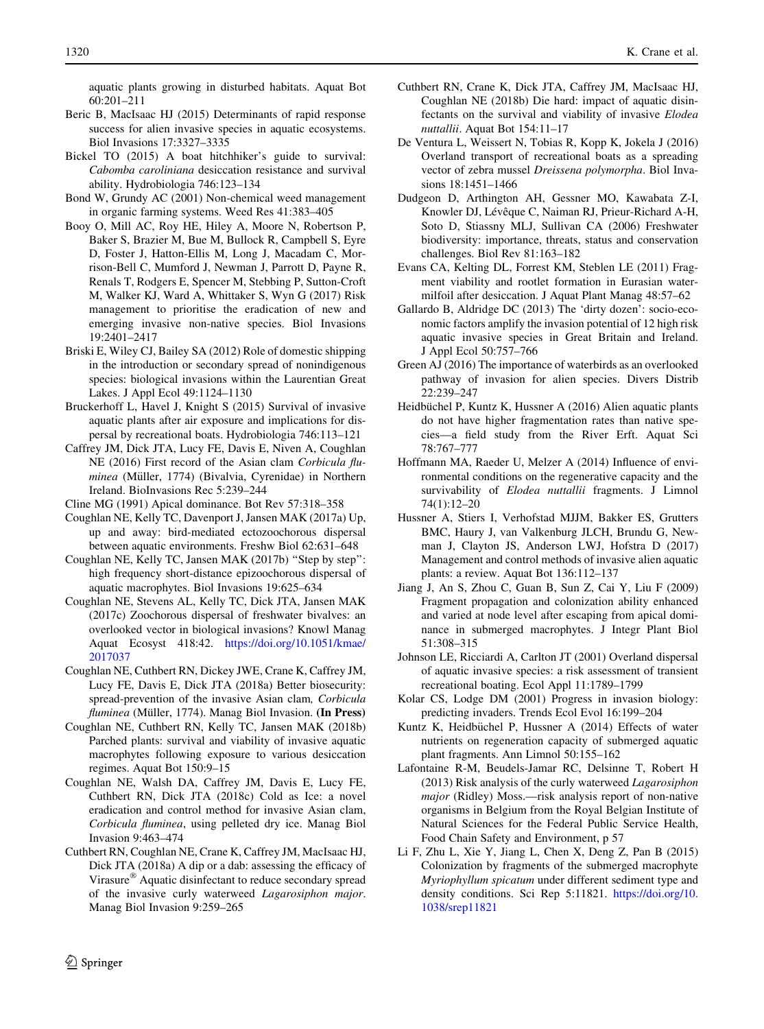aquatic plants growing in disturbed habitats. Aquat Bot 60:201–211

Beric B, MacIsaac HJ (2015) Determinants of rapid response success for alien invasive species in aquatic ecosystems. Biol Invasions 17:3327–3335

Bickel TO (2015) A boat hitchhiker's guide to survival: *Cabomba caroliniana* desiccation resistance and survival ability. Hydrobiologia 746:123–134

Bond W, Grundy AC (2001) Non-chemical weed management in organic farming systems. Weed Res 41:383–405

Booy O, Mill AC, Roy HE, Hiley A, Moore N, Robertson P, Baker S, Brazier M, Bue M, Bullock R, Campbell S, Eyre D, Foster J, Hatton-Ellis M, Long J, Macadam C, Morrison-Bell C, Mumford J, Newman J, Parrott D, Payne R, Renals T, Rodgers E, Spencer M, Stebbing P, Sutton-Croft M, Walker KJ, Ward A, Whittaker S, Wyn G (2017) Risk management to prioritise the eradication of new and emerging invasive non-native species. Biol Invasions 19:2401–2417

Briski E, Wiley CJ, Bailey SA (2012) Role of domestic shipping in the introduction or secondary spread of nonindigenous species: biological invasions within the Laurentian Great Lakes. J Appl Ecol 49:1124–1130

Bruckerhoff L, Havel J, Knight S (2015) Survival of invasive aquatic plants after air exposure and implications for dispersal by recreational boats. Hydrobiologia 746:113–121

Caffrey JM, Dick JTA, Lucy FE, Davis E, Niven A, Coughlan NE (2016) First record of the Asian clam *Corbicula fluminea* (Müller, 1774) (Bivalvia, Cyrenidae) in Northern Ireland. BioInvasions Rec 5:239–244

Cline MG (1991) Apical dominance. Bot Rev 57:318–358

Coughlan NE, Kelly TC, Davenport J, Jansen MAK (2017a) Up, up and away: bird-mediated ectozoochorous dispersal between aquatic environments. Freshw Biol 62:631–648

Coughlan NE, Kelly TC, Jansen MAK (2017b) "Step by step": high frequency short-distance epizoochorous dispersal of aquatic macrophytes. Biol Invasions 19:625–634

Coughlan NE, Stevens AL, Kelly TC, Dick JTA, Jansen MAK (2017c) Zoochorous dispersal of freshwater bivalves: an overlooked vector in biological invasions? Knowl Manag Aquat Ecosyst 418:42. https://doi.org/10.1051/kmae/2017037

Coughlan NE, Cuthbert RN, Dickey JWE, Crane K, Caffrey JM, Lucy FE, Davis E, Dick JTA (2018a) Better biosecurity: spread-prevention of the invasive Asian clam, *Corbicula fluminea* (Müller, 1774). Manag Biol Invasion. **(In Press)**

Coughlan NE, Cuthbert RN, Kelly TC, Jansen MAK (2018b) Parched plants: survival and viability of invasive aquatic macrophytes following exposure to various desiccation regimes. Aquat Bot 150:9–15

Coughlan NE, Walsh DA, Caffrey JM, Davis E, Lucy FE, Cuthbert RN, Dick JTA (2018c) Cold as Ice: a novel eradication and control method for invasive Asian clam, *Corbicula fluminea*, using pelleted dry ice. Manag Biol Invasion 9:463–474

Cuthbert RN, Coughlan NE, Crane K, Caffrey JM, MacIsaac HJ, Dick JTA (2018a) A dip or a dab: assessing the efficacy of Virasure® Aquatic disinfectant to reduce secondary spread of the invasive curly waterweed *Lagarosiphon major*. Manag Biol Invasion 9:259–265

Cuthbert RN, Crane K, Dick JTA, Caffrey JM, MacIsaac HJ, Coughlan NE (2018b) Die hard: impact of aquatic disinfectants on the survival and viability of invasive *Elodea nuttallii*. Aquat Bot 154:11–17

De Ventura L, Weissert N, Tobias R, Kopp K, Jokela J (2016) Overland transport of recreational boats as a spreading vector of zebra mussel *Dreissena polymorpha*. Biol Invasions 18:1451–1466

Dudgeon D, Arthington AH, Gessner MO, Kawabata Z-I, Knowler DJ, Lévêque C, Naiman RJ, Prieur-Richard A-H, Soto D, Stiassny MLJ, Sullivan CA (2006) Freshwater biodiversity: importance, threats, status and conservation challenges. Biol Rev 81:163–182

Evans CA, Kelting DL, Forrest KM, Steblen LE (2011) Fragment viability and rootlet formation in Eurasian watermilfoil after desiccation. J Aquat Plant Manag 48:57–62

Gallardo B, Aldridge DC (2013) The 'dirty dozen': socio-economic factors amplify the invasion potential of 12 high risk aquatic invasive species in Great Britain and Ireland. J Appl Ecol 50:757–766

Green AJ (2016) The importance of waterbirds as an overlooked pathway of invasion for alien species. Divers Distrib 22:239–247

Heidbüchel P, Kuntz K, Hussner A (2016) Alien aquatic plants do not have higher fragmentation rates than native species—a field study from the River Erft. Aquat Sci 78:767–777

Hoffmann MA, Raeder U, Melzer A (2014) Influence of environmental conditions on the regenerative capacity and the survivability of *Elodea nuttallii* fragments. J Limnol 74(1):12–20

Hussner A, Stiers I, Verhofstad MJJM, Bakker ES, Grutters BMC, Haury J, van Valkenburg JLCH, Brundu G, Newman J, Clayton JS, Anderson LWJ, Hofstra D (2017) Management and control methods of invasive alien aquatic plants: a review. Aquat Bot 136:112–137

Jiang J, An S, Zhou C, Guan B, Sun Z, Cai Y, Liu F (2009) Fragment propagation and colonization ability enhanced and varied at node level after escaping from apical dominance in submerged macrophytes. J Integr Plant Biol 51:308–315

Johnson LE, Ricciardi A, Carlton JT (2001) Overland dispersal of aquatic invasive species: a risk assessment of transient recreational boating. Ecol Appl 11:1789–1799

Kolar CS, Lodge DM (2001) Progress in invasion biology: predicting invaders. Trends Ecol Evol 16:199–204

Kuntz K, Heidbüchel P, Hussner A (2014) Effects of water nutrients on regeneration capacity of submerged aquatic plant fragments. Ann Limnol 50:155–162

Lafontaine R-M, Beudels-Jamar RC, Delsinne T, Robert H (2013) Risk analysis of the curly waterweed *Lagarosiphon major* (Ridley) Moss.—risk analysis report of non-native organisms in Belgium from the Royal Belgian Institute of Natural Sciences for the Federal Public Service Health, Food Chain Safety and Environment, p 57

Li F, Zhu L, Xie Y, Jiang L, Chen X, Deng Z, Pan B (2015) Colonization by fragments of the submerged macrophyte *Myriophyllum spicatum* under different sediment type and density conditions. Sci Rep 5:11821. https://doi.org/10.1038/srep11821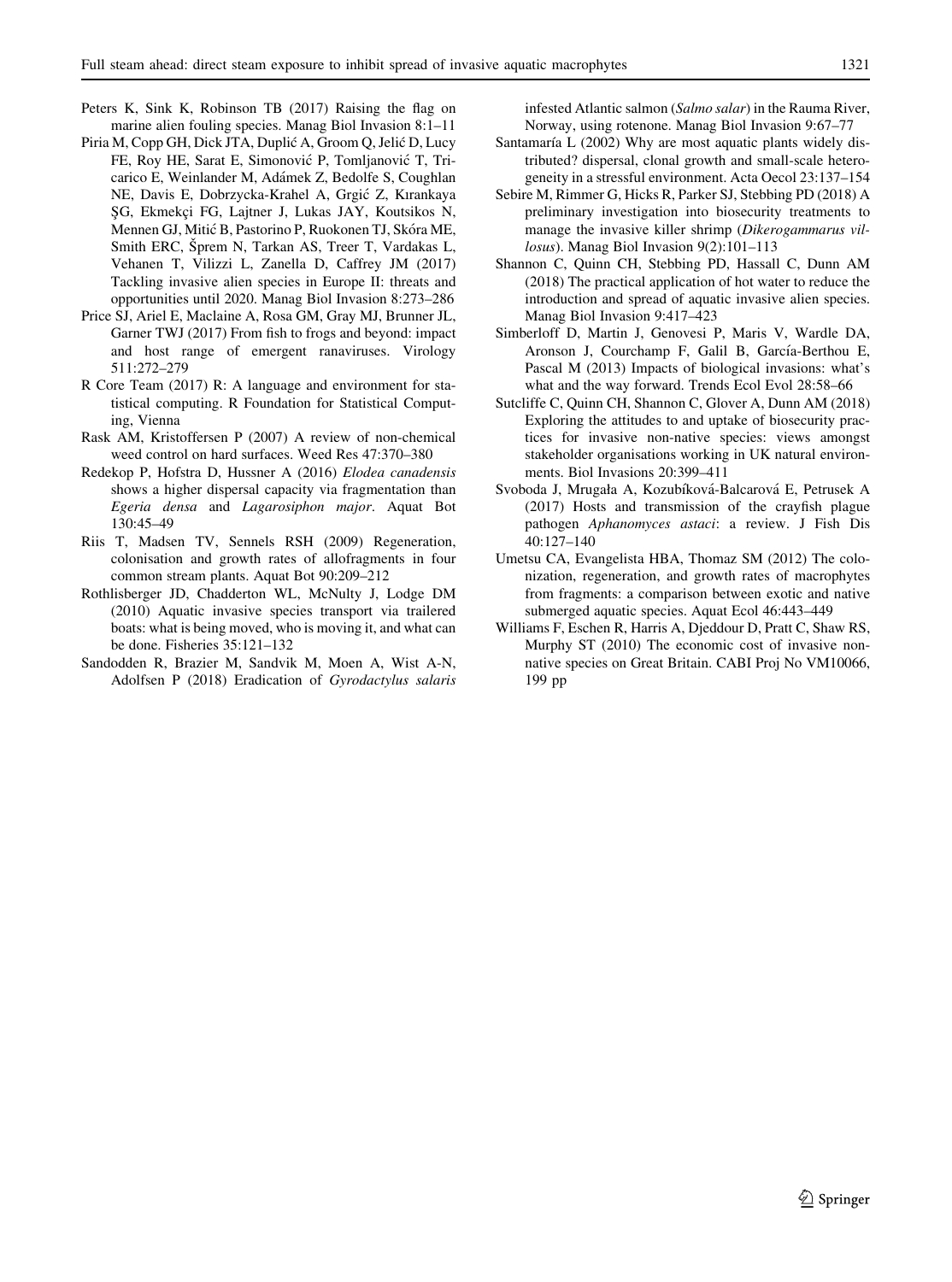Peters K, Sink K, Robinson TB (2017) Raising the flag on marine alien fouling species. Manag Biol Invasion 8:1–11

Piria M, Copp GH, Dick JTA, Duplić A, Groom Q, Jelić D, Lucy FE, Roy HE, Sarat E, Simonović P, Tomljanović T, Tricarico E, Weinlander M, Adámek Z, Bedolfe S, Coughlan NE, Davis E, Dobrzycka-Krahel A, Grgić Z, Kırankaya ŞG, Ekmekçi FG, Lajtner J, Lukas JAY, Koutsikos N, Mennen GJ, Mitić B, Pastorino P, Ruokonen TJ, Skóra ME, Smith ERC, Šprem N, Tarkan AS, Treer T, Vardakas L, Vehanen T, Vilizzi L, Zanella D, Caffrey JM (2017) Tackling invasive alien species in Europe II: threats and opportunities until 2020. Manag Biol Invasion 8:273–286

Price SJ, Ariel E, Maclaine A, Rosa GM, Gray MJ, Brunner JL, Garner TWJ (2017) From fish to frogs and beyond: impact and host range of emergent ranaviruses. Virology 511:272–279

R Core Team (2017) R: A language and environment for statistical computing. R Foundation for Statistical Computing, Vienna

Rask AM, Kristoffersen P (2007) A review of non-chemical weed control on hard surfaces. Weed Res 47:370–380

Redekop P, Hofstra D, Hussner A (2016) *Elodea canadensis* shows a higher dispersal capacity via fragmentation than *Egeria densa* and *Lagarosiphon major*. Aquat Bot 130:45–49

Riis T, Madsen TV, Sennels RSH (2009) Regeneration, colonisation and growth rates of allofragments in four common stream plants. Aquat Bot 90:209–212

Rothlisberger JD, Chadderton WL, McNulty J, Lodge DM (2010) Aquatic invasive species transport via trailered boats: what is being moved, who is moving it, and what can be done. Fisheries 35:121–132

Sandodden R, Brazier M, Sandvik M, Moen A, Wist A-N, Adolfsen P (2018) Eradication of *Gyrodactylus salaris* infested Atlantic salmon (*Salmo salar*) in the Rauma River, Norway, using rotenone. Manag Biol Invasion 9:67–77

Santamaría L (2002) Why are most aquatic plants widely distributed? dispersal, clonal growth and small-scale heterogeneity in a stressful environment. Acta Oecol 23:137–154

Sebire M, Rimmer G, Hicks R, Parker SJ, Stebbing PD (2018) A preliminary investigation into biosecurity treatments to manage the invasive killer shrimp (*Dikerogammarus villosus*). Manag Biol Invasion 9(2):101–113

Shannon C, Quinn CH, Stebbing PD, Hassall C, Dunn AM (2018) The practical application of hot water to reduce the introduction and spread of aquatic invasive alien species. Manag Biol Invasion 9:417–423

Simberloff D, Martin J, Genovesi P, Maris V, Wardle DA, Aronson J, Courchamp F, Galil B, García-Berthou E, Pascal M (2013) Impacts of biological invasions: what's what and the way forward. Trends Ecol Evol 28:58–66

Sutcliffe C, Quinn CH, Shannon C, Glover A, Dunn AM (2018) Exploring the attitudes to and uptake of biosecurity practices for invasive non-native species: views amongst stakeholder organisations working in UK natural environments. Biol Invasions 20:399–411

Svoboda J, Mrugała A, Kozubíková-Balcarová E, Petrusek A (2017) Hosts and transmission of the crayfish plague pathogen *Aphanomyces astaci*: a review. J Fish Dis 40:127–140

Umetsu CA, Evangelista HBA, Thomaz SM (2012) The colonization, regeneration, and growth rates of macrophytes from fragments: a comparison between exotic and native submerged aquatic species. Aquat Ecol 46:443–449

Williams F, Eschen R, Harris A, Djeddour D, Pratt C, Shaw RS, Murphy ST (2010) The economic cost of invasive non-native species on Great Britain. CABI Proj No VM10066, 199 pp